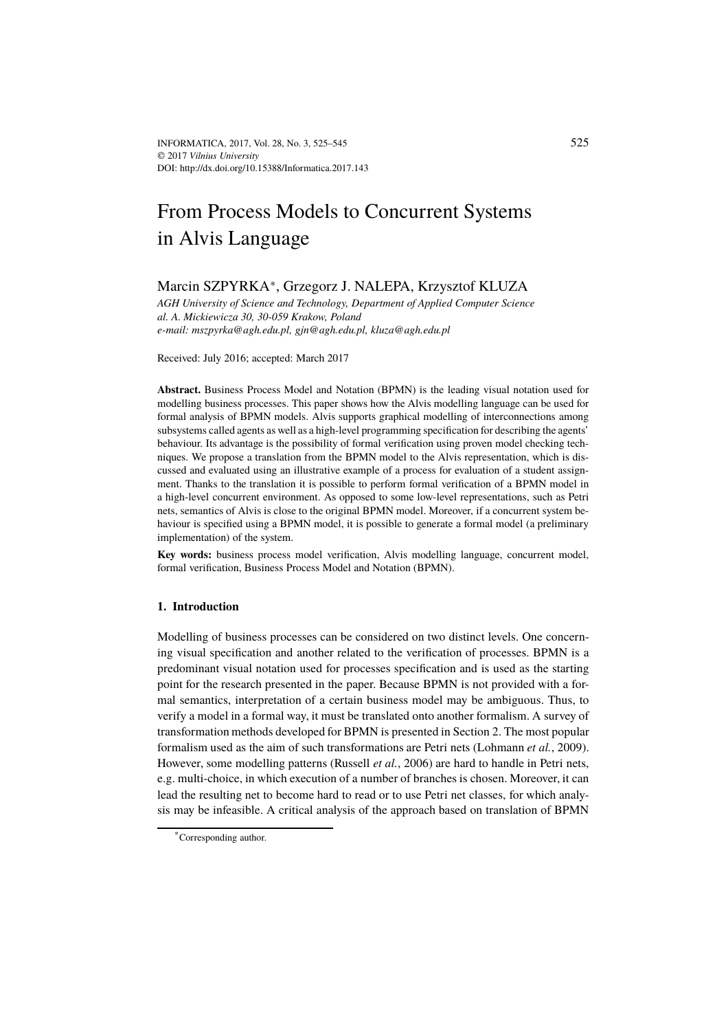# From Process Models to Concurrent Systems in Alvis Language

Marcin SZPYRKA*, Grzegorz J. NALEPA, Krzysztof KLUZA

*AGH University of Science and Technology, Department of Applied Computer Science*
*al. A. Mickiewicza 30, 30-059 Krakow, Poland*
*e-mail: mszpyrka@agh.edu.pl, gjn@agh.edu.pl, kluza@agh.edu.pl*

Received: July 2016; accepted: March 2017

**Abstract.** Business Process Model and Notation (BPMN) is the leading visual notation used for modelling business processes. This paper shows how the Alvis modelling language can be used for formal analysis of BPMN models. Alvis supports graphical modelling of interconnections among subsystems called agents as well as a high-level programming specification for describing the agents' behaviour. Its advantage is the possibility of formal verification using proven model checking techniques. We propose a translation from the BPMN model to the Alvis representation, which is discussed and evaluated using an illustrative example of a process for evaluation of a student assignment. Thanks to the translation it is possible to perform formal verification of a BPMN model in a high-level concurrent environment. As opposed to some low-level representations, such as Petri nets, semantics of Alvis is close to the original BPMN model. Moreover, if a concurrent system behaviour is specified using a BPMN model, it is possible to generate a formal model (a preliminary implementation) of the system.

**Key words:** business process model verification, Alvis modelling language, concurrent model, formal verification, Business Process Model and Notation (BPMN).

## 1. Introduction

Modelling of business processes can be considered on two distinct levels. One concerning visual specification and another related to the verification of processes. BPMN is a predominant visual notation used for processes specification and is used as the starting point for the research presented in the paper. Because BPMN is not provided with a formal semantics, interpretation of a certain business model may be ambiguous. Thus, to verify a model in a formal way, it must be translated onto another formalism. A survey of transformation methods developed for BPMN is presented in Section 2. The most popular formalism used as the aim of such transformations are Petri nets (Lohmann *et al.*, 2009). However, some modelling patterns (Russell *et al.*, 2006) are hard to handle in Petri nets, e.g. multi-choice, in which execution of a number of branches is chosen. Moreover, it can lead the resulting net to become hard to read or to use Petri net classes, for which analysis may be infeasible. A critical analysis of the approach based on translation of BPMN

*Corresponding author.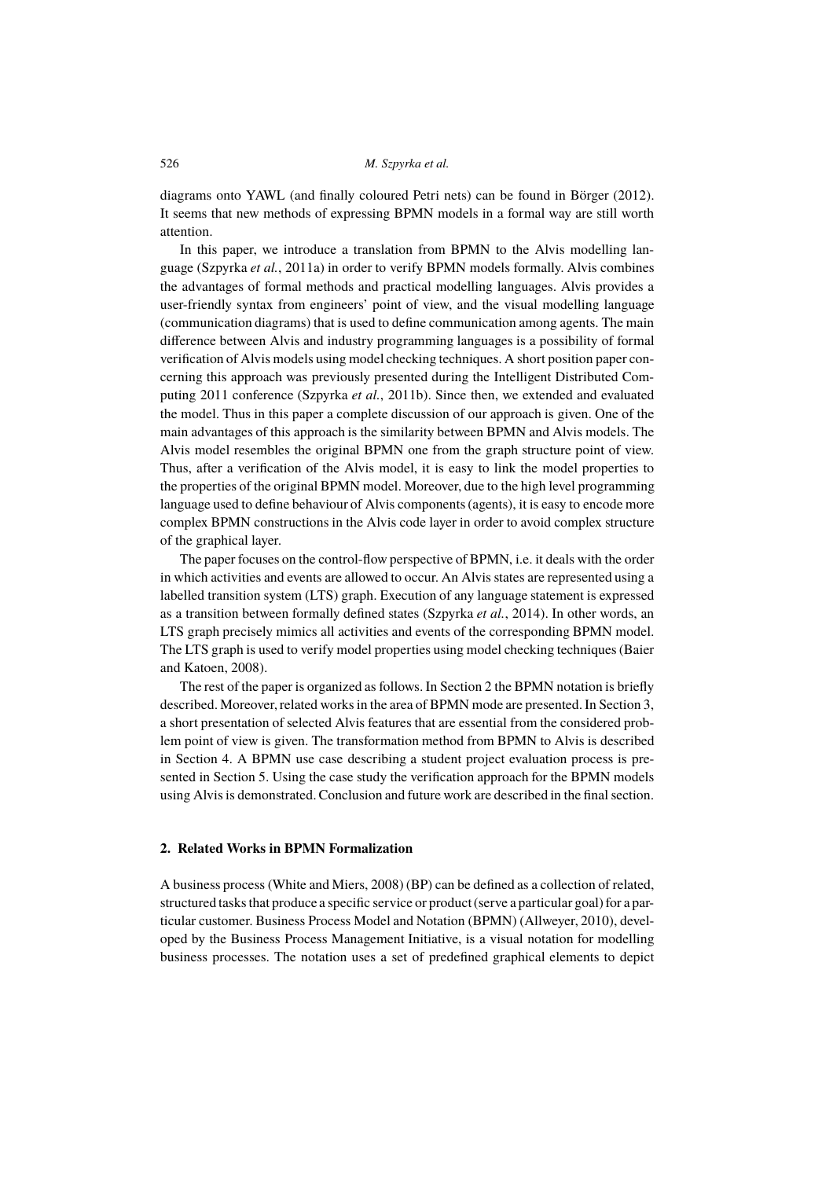diagrams onto YAWL (and finally coloured Petri nets) can be found in Börger (2012). It seems that new methods of expressing BPMN models in a formal way are still worth attention.

In this paper, we introduce a translation from BPMN to the Alvis modelling language (Szpyrka *et al.*, 2011a) in order to verify BPMN models formally. Alvis combines the advantages of formal methods and practical modelling languages. Alvis provides a user-friendly syntax from engineers' point of view, and the visual modelling language (communication diagrams) that is used to define communication among agents. The main difference between Alvis and industry programming languages is a possibility of formal verification of Alvis models using model checking techniques. A short position paper concerning this approach was previously presented during the Intelligent Distributed Computing 2011 conference (Szpyrka *et al.*, 2011b). Since then, we extended and evaluated the model. Thus in this paper a complete discussion of our approach is given. One of the main advantages of this approach is the similarity between BPMN and Alvis models. The Alvis model resembles the original BPMN one from the graph structure point of view. Thus, after a verification of the Alvis model, it is easy to link the model properties to the properties of the original BPMN model. Moreover, due to the high level programming language used to define behaviour of Alvis components (agents), it is easy to encode more complex BPMN constructions in the Alvis code layer in order to avoid complex structure of the graphical layer.

The paper focuses on the control-flow perspective of BPMN, i.e. it deals with the order in which activities and events are allowed to occur. An Alvis states are represented using a labelled transition system (LTS) graph. Execution of any language statement is expressed as a transition between formally defined states (Szpyrka *et al.*, 2014). In other words, an LTS graph precisely mimics all activities and events of the corresponding BPMN model. The LTS graph is used to verify model properties using model checking techniques (Baier and Katoen, 2008).

The rest of the paper is organized as follows. In Section 2 the BPMN notation is briefly described. Moreover, related works in the area of BPMN mode are presented. In Section 3, a short presentation of selected Alvis features that are essential from the considered problem point of view is given. The transformation method from BPMN to Alvis is described in Section 4. A BPMN use case describing a student project evaluation process is presented in Section 5. Using the case study the verification approach for the BPMN models using Alvis is demonstrated. Conclusion and future work are described in the final section.

## 2. Related Works in BPMN Formalization

A business process (White and Miers, 2008) (BP) can be defined as a collection of related, structured tasks that produce a specific service or product (serve a particular goal) for a particular customer. Business Process Model and Notation (BPMN) (Allweyer, 2010), developed by the Business Process Management Initiative, is a visual notation for modelling business processes. The notation uses a set of predefined graphical elements to depict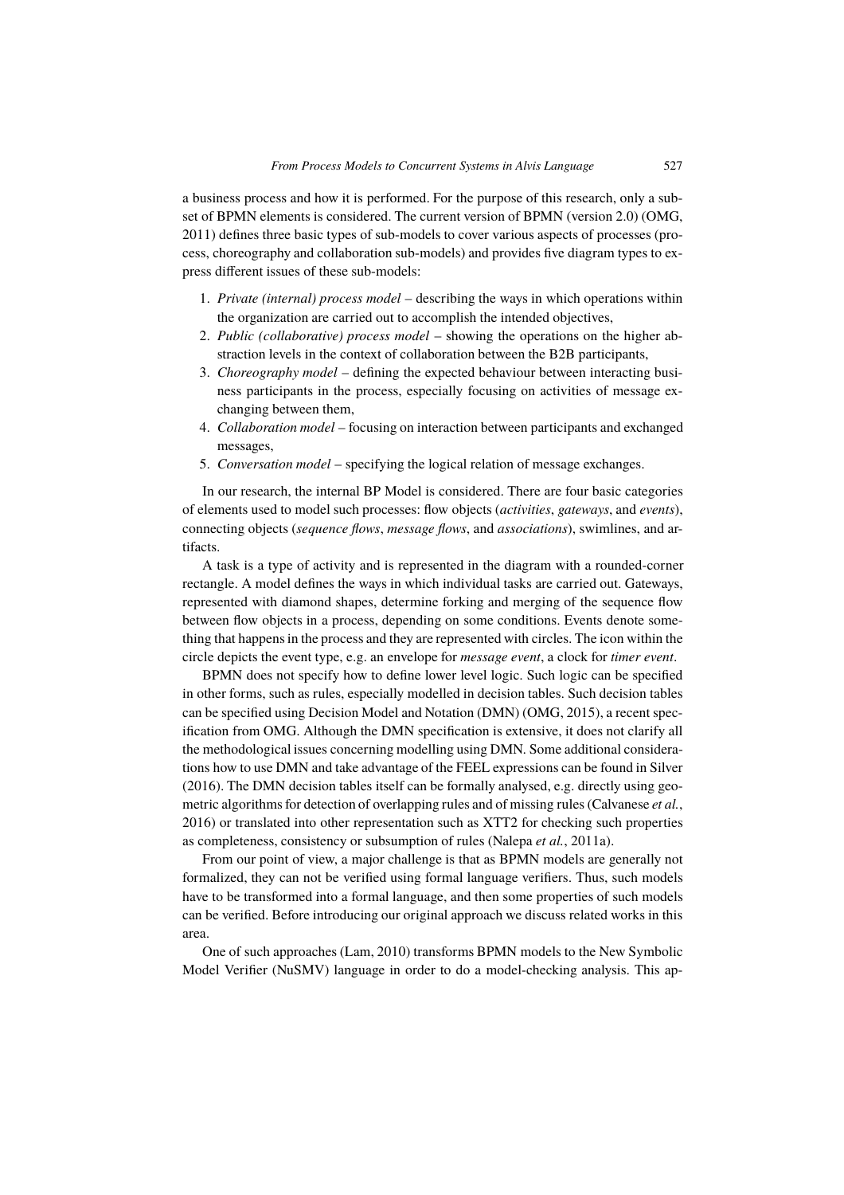a business process and how it is performed. For the purpose of this research, only a subset of BPMN elements is considered. The current version of BPMN (version 2.0) (OMG, 2011) defines three basic types of sub-models to cover various aspects of processes (process, choreography and collaboration sub-models) and provides five diagram types to express different issues of these sub-models:

1. *Private (internal) process model* – describing the ways in which operations within the organization are carried out to accomplish the intended objectives,
2. *Public (collaborative) process model* – showing the operations on the higher abstraction levels in the context of collaboration between the B2B participants,
3. *Choreography model* – defining the expected behaviour between interacting business participants in the process, especially focusing on activities of message exchanging between them,
4. *Collaboration model* – focusing on interaction between participants and exchanged messages,
5. *Conversation model* – specifying the logical relation of message exchanges.

In our research, the internal BP Model is considered. There are four basic categories of elements used to model such processes: flow objects (*activities*, *gateways*, and *events*), connecting objects (*sequence flows*, *message flows*, and *associations*), swimlines, and artifacts.

A task is a type of activity and is represented in the diagram with a rounded-corner rectangle. A model defines the ways in which individual tasks are carried out. Gateways, represented with diamond shapes, determine forking and merging of the sequence flow between flow objects in a process, depending on some conditions. Events denote something that happens in the process and they are represented with circles. The icon within the circle depicts the event type, e.g. an envelope for *message event*, a clock for *timer event*.

BPMN does not specify how to define lower level logic. Such logic can be specified in other forms, such as rules, especially modelled in decision tables. Such decision tables can be specified using Decision Model and Notation (DMN) (OMG, 2015), a recent specification from OMG. Although the DMN specification is extensive, it does not clarify all the methodological issues concerning modelling using DMN. Some additional considerations how to use DMN and take advantage of the FEEL expressions can be found in Silver (2016). The DMN decision tables itself can be formally analysed, e.g. directly using geometric algorithms for detection of overlapping rules and of missing rules (Calvanese *et al.*, 2016) or translated into other representation such as XTT2 for checking such properties as completeness, consistency or subsumption of rules (Nalepa *et al.*, 2011a).

From our point of view, a major challenge is that as BPMN models are generally not formalized, they can not be verified using formal language verifiers. Thus, such models have to be transformed into a formal language, and then some properties of such models can be verified. Before introducing our original approach we discuss related works in this area.

One of such approaches (Lam, 2010) transforms BPMN models to the New Symbolic Model Verifier (NuSMV) language in order to do a model-checking analysis. This ap-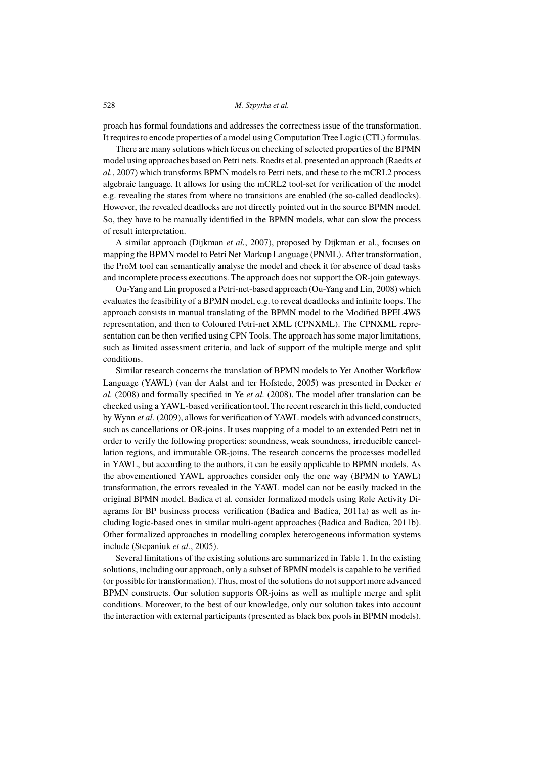proach has formal foundations and addresses the correctness issue of the transformation. It requires to encode properties of a model using Computation Tree Logic (CTL) formulas.

There are many solutions which focus on checking of selected properties of the BPMN model using approaches based on Petri nets. Raedts et al. presented an approach (Raedts *et al.*, 2007) which transforms BPMN models to Petri nets, and these to the mCRL2 process algebraic language. It allows for using the mCRL2 tool-set for verification of the model e.g. revealing the states from where no transitions are enabled (the so-called deadlocks). However, the revealed deadlocks are not directly pointed out in the source BPMN model. So, they have to be manually identified in the BPMN models, what can slow the process of result interpretation.

A similar approach (Dijkman *et al.*, 2007), proposed by Dijkman et al., focuses on mapping the BPMN model to Petri Net Markup Language (PNML). After transformation, the ProM tool can semantically analyse the model and check it for absence of dead tasks and incomplete process executions. The approach does not support the OR-join gateways.

Ou-Yang and Lin proposed a Petri-net-based approach (Ou-Yang and Lin, 2008) which evaluates the feasibility of a BPMN model, e.g. to reveal deadlocks and infinite loops. The approach consists in manual translating of the BPMN model to the Modified BPEL4WS representation, and then to Coloured Petri-net XML (CPNXML). The CPNXML representation can be then verified using CPN Tools. The approach has some major limitations, such as limited assessment criteria, and lack of support of the multiple merge and split conditions.

Similar research concerns the translation of BPMN models to Yet Another Workflow Language (YAWL) (van der Aalst and ter Hofstede, 2005) was presented in Decker *et al.* (2008) and formally specified in Ye *et al.* (2008). The model after translation can be checked using a YAWL-based verification tool. The recent research in this field, conducted by Wynn *et al.* (2009), allows for verification of YAWL models with advanced constructs, such as cancellations or OR-joins. It uses mapping of a model to an extended Petri net in order to verify the following properties: soundness, weak soundness, irreducible cancellation regions, and immutable OR-joins. The research concerns the processes modelled in YAWL, but according to the authors, it can be easily applicable to BPMN models. As the abovementioned YAWL approaches consider only the one way (BPMN to YAWL) transformation, the errors revealed in the YAWL model can not be easily tracked in the original BPMN model. Badica et al. consider formalized models using Role Activity Diagrams for BP business process verification (Badica and Badica, 2011a) as well as including logic-based ones in similar multi-agent approaches (Badica and Badica, 2011b). Other formalized approaches in modelling complex heterogeneous information systems include (Stepaniuk *et al.*, 2005).

Several limitations of the existing solutions are summarized in Table 1. In the existing solutions, including our approach, only a subset of BPMN models is capable to be verified (or possible for transformation). Thus, most of the solutions do not support more advanced BPMN constructs. Our solution supports OR-joins as well as multiple merge and split conditions. Moreover, to the best of our knowledge, only our solution takes into account the interaction with external participants (presented as black box pools in BPMN models).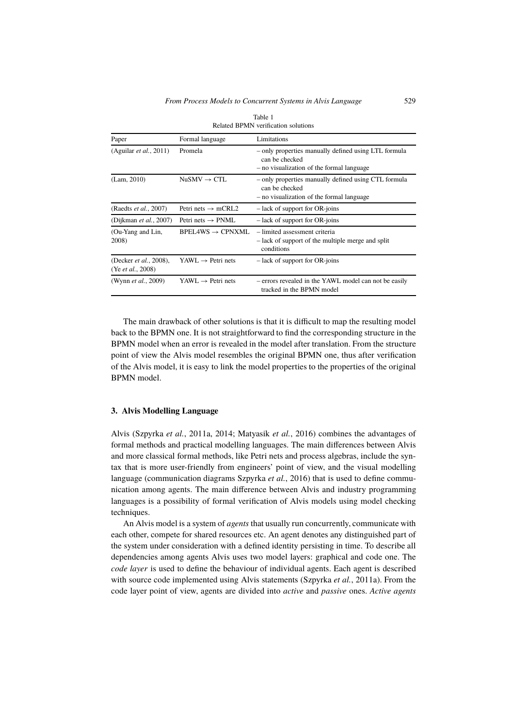Table 1
Related BPMN verification solutions

| Paper | Formal language | Limitations |
|---|---|---|
| (Aguilar *et al.*, 2011) | Promela | – only properties manually defined using LTL formula can be checked<br>– no visualization of the formal language |
| (Lam, 2010) | NuSMV $\rightarrow$ CTL | – only properties manually defined using CTL formula can be checked<br>– no visualization of the formal language |
| (Raedts *et al.*, 2007) | Petri nets $\rightarrow$ mCRL2 | – lack of support for OR-joins |
| (Dijkman *et al.*, 2007) | Petri nets $\rightarrow$ PNML | – lack of support for OR-joins |
| (Ou-Yang and Lin, 2008) | BPEL4WS $\rightarrow$ CPNXML | – limited assessment criteria<br>– lack of support of the multiple merge and split conditions |
| (Decker *et al.*, 2008), (Ye *et al.*, 2008) | YAWL $\rightarrow$ Petri nets | – lack of support for OR-joins |
| (Wynn *et al.*, 2009) | YAWL $\rightarrow$ Petri nets | – errors revealed in the YAWL model can not be easily tracked in the BPMN model |

The main drawback of other solutions is that it is difficult to map the resulting model back to the BPMN one. It is not straightforward to find the corresponding structure in the BPMN model when an error is revealed in the model after translation. From the structure point of view the Alvis model resembles the original BPMN one, thus after verification of the Alvis model, it is easy to link the model properties to the properties of the original BPMN model.

## 3. Alvis Modelling Language

Alvis (Szpyrka *et al.*, 2011a, 2014; Matyasik *et al.*, 2016) combines the advantages of formal methods and practical modelling languages. The main differences between Alvis and more classical formal methods, like Petri nets and process algebras, include the syntax that is more user-friendly from engineers' point of view, and the visual modelling language (communication diagrams Szpyrka *et al.*, 2016) that is used to define communication among agents. The main difference between Alvis and industry programming languages is a possibility of formal verification of Alvis models using model checking techniques.

An Alvis model is a system of *agents* that usually run concurrently, communicate with each other, compete for shared resources etc. An agent denotes any distinguished part of the system under consideration with a defined identity persisting in time. To describe all dependencies among agents Alvis uses two model layers: graphical and code one. The *code layer* is used to define the behaviour of individual agents. Each agent is described with source code implemented using Alvis statements (Szpyrka *et al.*, 2011a). From the code layer point of view, agents are divided into *active* and *passive* ones. *Active agents*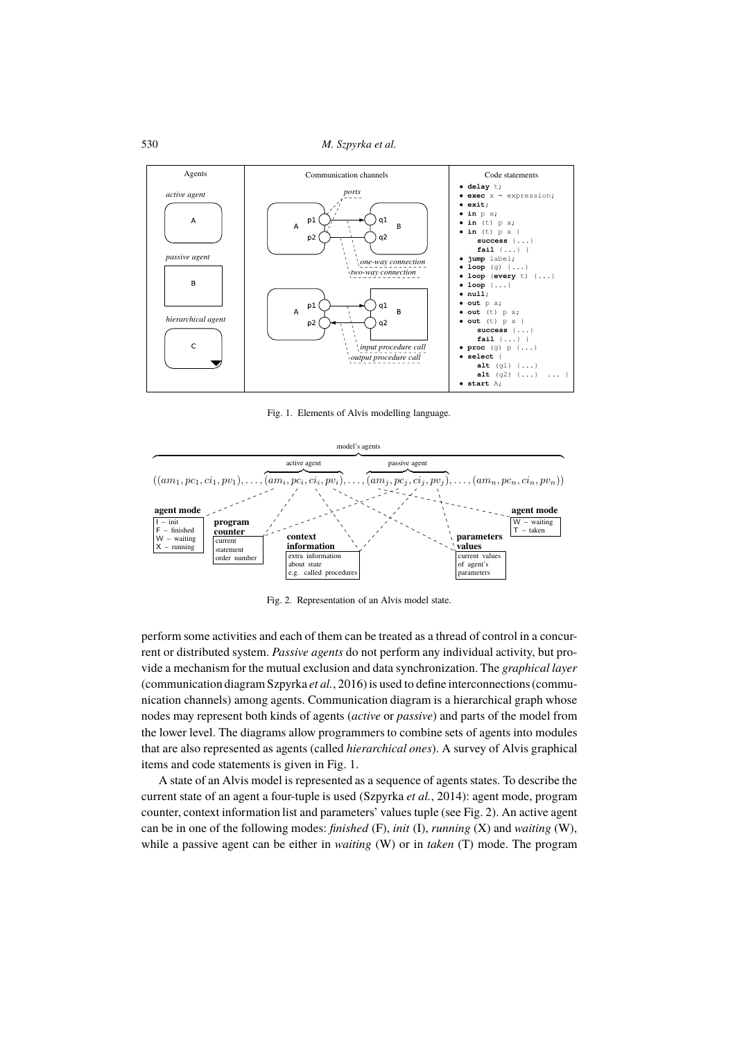Fig. 1. Elements of Alvis modelling language.

Fig. 2. Representation of an Alvis model state.

perform some activities and each of them can be treated as a thread of control in a concurrent or distributed system. *Passive agents* do not perform any individual activity, but provide a mechanism for the mutual exclusion and data synchronization. The *graphical layer* (communication diagram Szpyrka *et al.*, 2016) is used to define interconnections (communication channels) among agents. Communication diagram is a hierarchical graph whose nodes may represent both kinds of agents (*active* or *passive*) and parts of the model from the lower level. The diagrams allow programmers to combine sets of agents into modules that are also represented as agents (called *hierarchical ones*). A survey of Alvis graphical items and code statements is given in Fig. 1.

A state of an Alvis model is represented as a sequence of agents states. To describe the current state of an agent a four-tuple is used (Szpyrka *et al.*, 2014): agent mode, program counter, context information list and parameters' values tuple (see Fig. 2). An active agent can be in one of the following modes: *finished* (F), *init* (I), *running* (X) and *waiting* (W), while a passive agent can be either in *waiting* (W) or in *taken* (T) mode. The program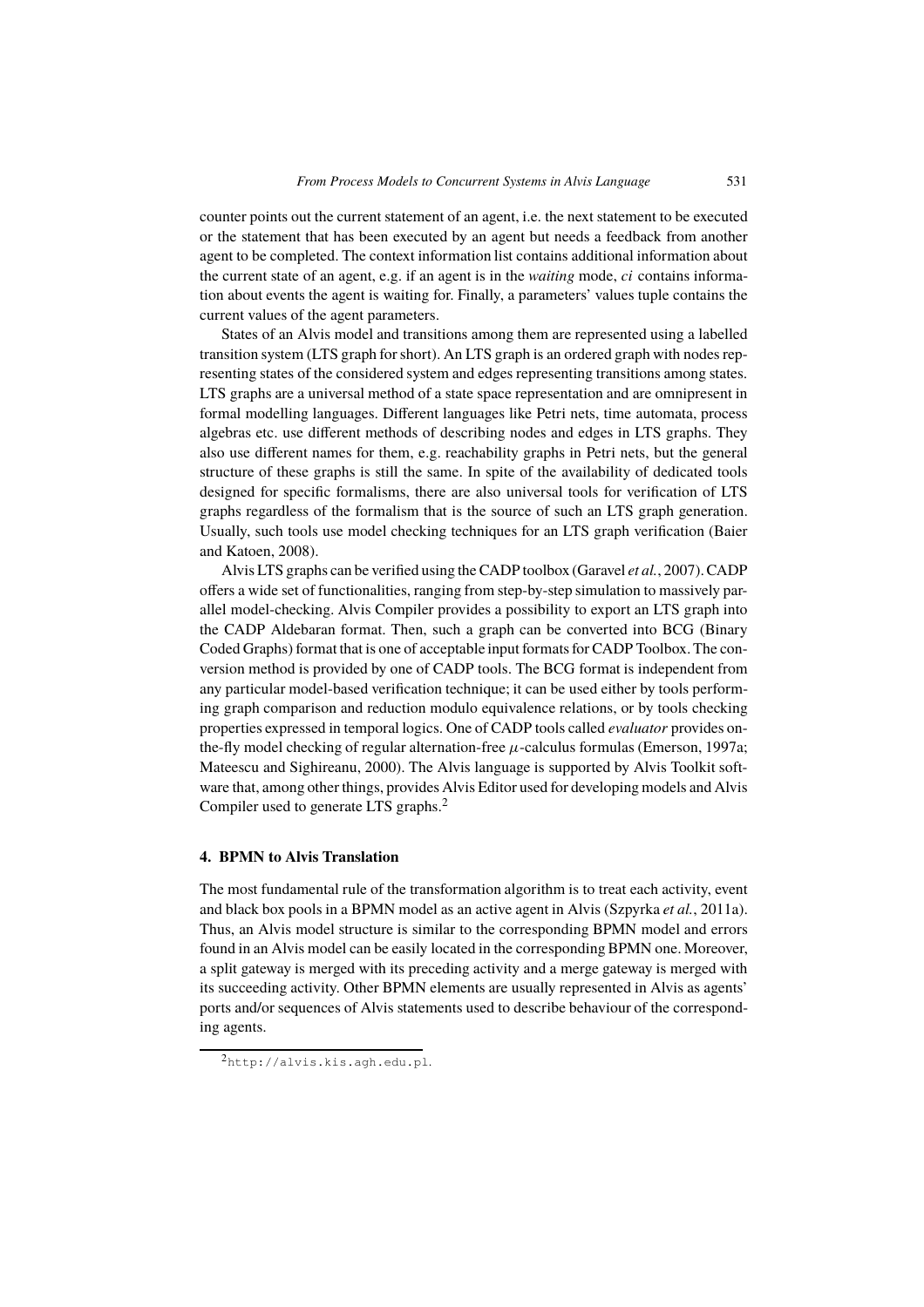counter points out the current statement of an agent, i.e. the next statement to be executed or the statement that has been executed by an agent but needs a feedback from another agent to be completed. The context information list contains additional information about the current state of an agent, e.g. if an agent is in the *waiting* mode, *ci* contains information about events the agent is waiting for. Finally, a parameters' values tuple contains the current values of the agent parameters.

States of an Alvis model and transitions among them are represented using a labelled transition system (LTS graph for short). An LTS graph is an ordered graph with nodes representing states of the considered system and edges representing transitions among states. LTS graphs are a universal method of a state space representation and are omnipresent in formal modelling languages. Different languages like Petri nets, time automata, process algebras etc. use different methods of describing nodes and edges in LTS graphs. They also use different names for them, e.g. reachability graphs in Petri nets, but the general structure of these graphs is still the same. In spite of the availability of dedicated tools designed for specific formalisms, there are also universal tools for verification of LTS graphs regardless of the formalism that is the source of such an LTS graph generation. Usually, such tools use model checking techniques for an LTS graph verification (Baier and Katoen, 2008).

Alvis LTS graphs can be verified using the CADP toolbox (Garavel *et al.*, 2007). CADP offers a wide set of functionalities, ranging from step-by-step simulation to massively parallel model-checking. Alvis Compiler provides a possibility to export an LTS graph into the CADP Aldebaran format. Then, such a graph can be converted into BCG (Binary Coded Graphs) format that is one of acceptable input formats for CADP Toolbox. The conversion method is provided by one of CADP tools. The BCG format is independent from any particular model-based verification technique; it can be used either by tools performing graph comparison and reduction modulo equivalence relations, or by tools checking properties expressed in temporal logics. One of CADP tools called *evaluator* provides on-the-fly model checking of regular alternation-free $\mu$-calculus formulas (Emerson, 1997a; Mateescu and Sighireanu, 2000). The Alvis language is supported by Alvis Toolkit software that, among other things, provides Alvis Editor used for developing models and Alvis Compiler used to generate LTS graphs.[2]

## 4. BPMN to Alvis Translation

The most fundamental rule of the transformation algorithm is to treat each activity, event and black box pools in a BPMN model as an active agent in Alvis (Szpyrka *et al.*, 2011a). Thus, an Alvis model structure is similar to the corresponding BPMN model and errors found in an Alvis model can be easily located in the corresponding BPMN one. Moreover, a split gateway is merged with its preceding activity and a merge gateway is merged with its succeeding activity. Other BPMN elements are usually represented in Alvis as agents' ports and/or sequences of Alvis statements used to describe behaviour of the corresponding agents.

[2] `http://alvis.kis.agh.edu.pl`.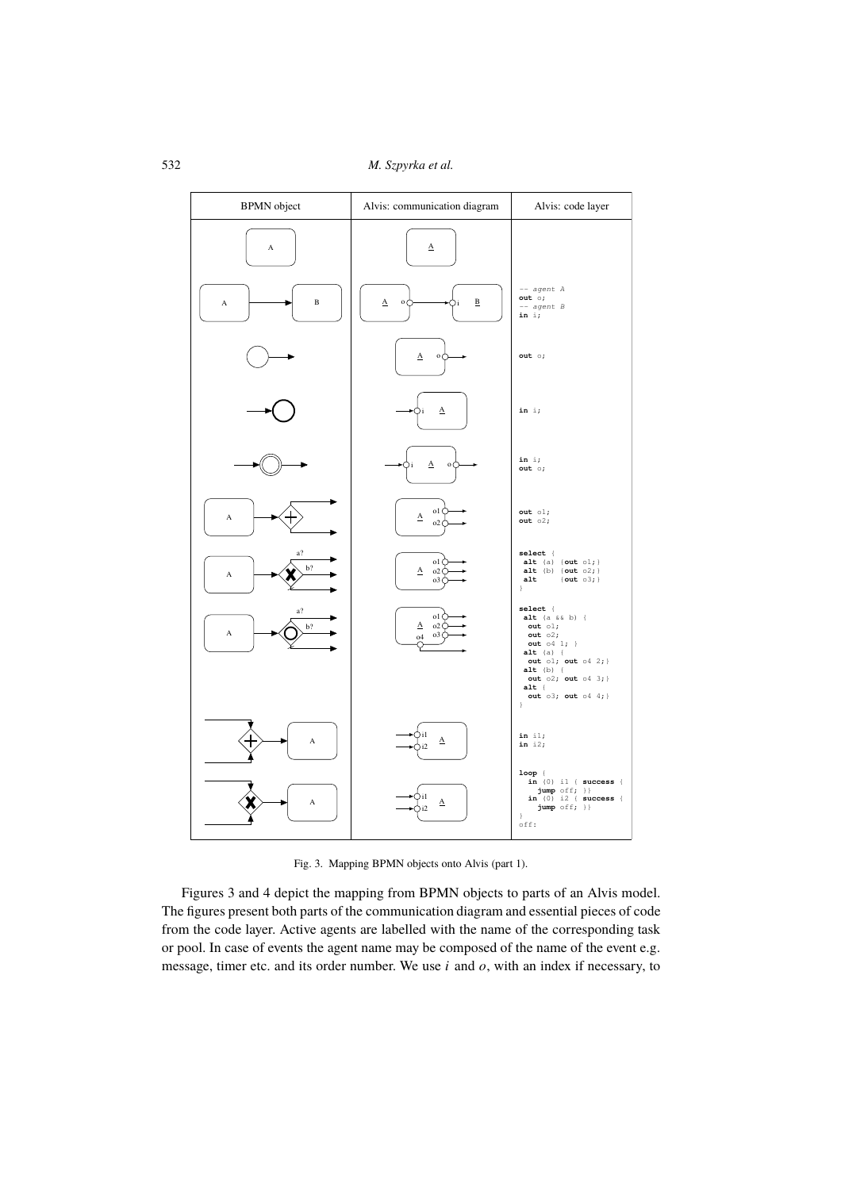| BPMN object | Alvis: communication diagram | Alvis: code layer |
|---|---|---|
| A | A | |
| A → B | A o → i B | `-- agent A`<br>`out o;`<br>`-- agent B`<br>`in i;` |
| ○→ | A o → | `out o;` |
| →○ | → i A | `in i;` |
| →◎→ | → i A o → | `in i;`<br>`out o;` |
| A → (+) | A o1, o2 | `out o1;`<br>`out o2;` |
| A → (X) a?, b? | A o1, o2, o3 | `select {`<br>` alt (a) {out o1;}`<br>` alt (b) {out o2;}`<br>` alt {out o3;}`<br>`}` |
| A → (O) a?, b? | A o1, o2, o3, o4 | `select {`<br>` alt (a && b) {`<br>`  out o1;`<br>`  out o2;`<br>`  out o4 1; }`<br>` alt (a) {`<br>`  out o1; out o4 2;}`<br>` alt (b) {`<br>`  out o2; out o4 3;}`<br>` alt {`<br>`  out o3; out o4 4;}`<br>`}` |
| (+) → A | i1, i2 A | `in i1;`<br>`in i2;` |
| (X) → A | i1, i2 A | `loop {`<br>`  in (0) i1 { success {`<br>`    jump off; }}`<br>`  in (0) i2 { success {`<br>`    jump off; }}`<br>`}`<br>`off:` |

Fig. 3. Mapping BPMN objects onto Alvis (part 1).

Figures 3 and 4 depict the mapping from BPMN objects to parts of an Alvis model. The figures present both parts of the communication diagram and essential pieces of code from the code layer. Active agents are labelled with the name of the corresponding task or pool. In case of events the agent name may be composed of the name of the event e.g. message, timer etc. and its order number. We use $i$ and $o$, with an index if necessary, to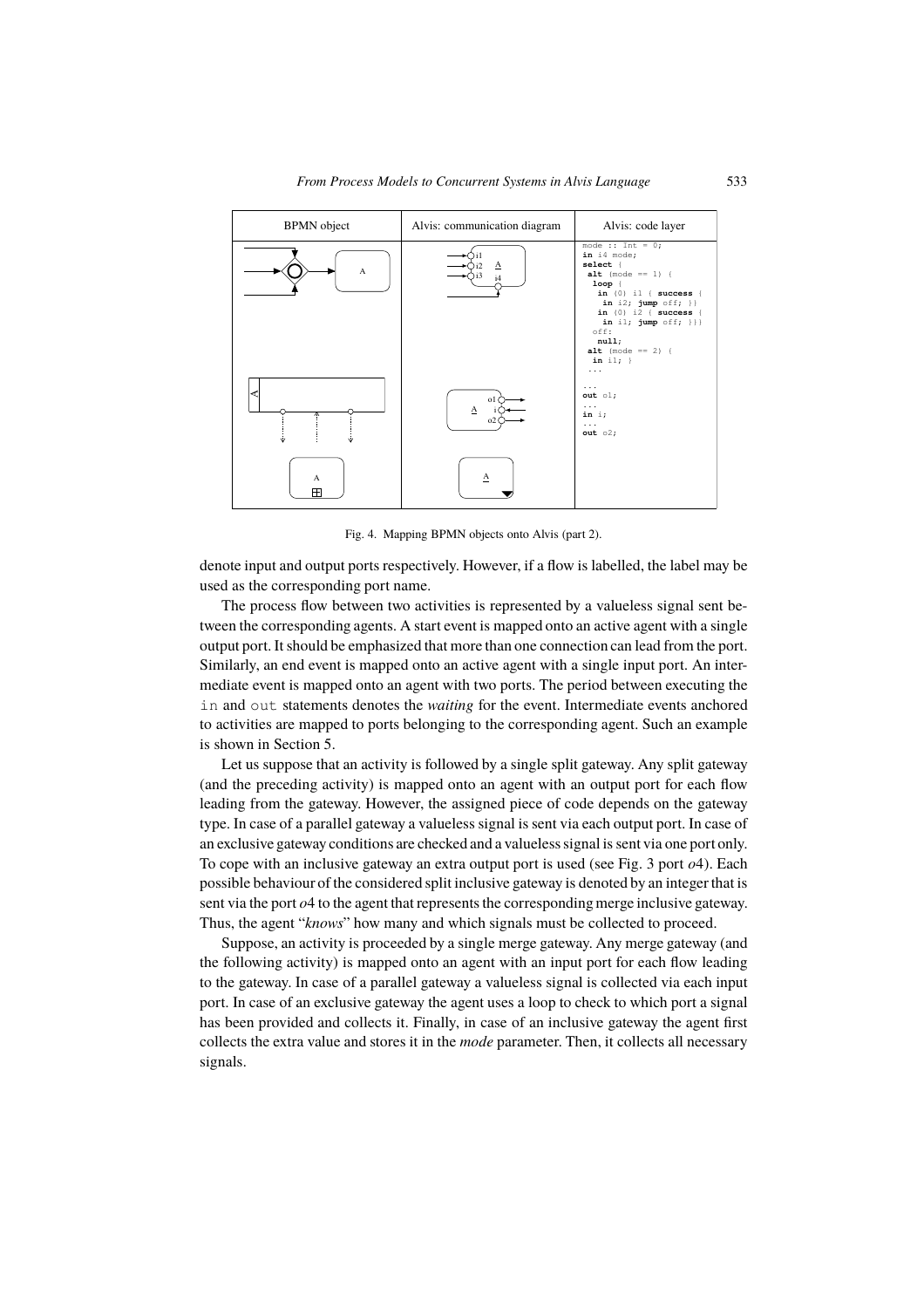| BPMN object | Alvis: communication diagram | Alvis: code layer |
|---|---|---|
| | | `mode :: Int = 0;`<br>`in i4 mode;`<br>`select {`<br>` alt (mode == 1) {`<br>`  loop {`<br>`   in (0) i1 { success {`<br>`    in i2; jump off; }}`<br>`   in (0) i2 { success {`<br>`    in i1; jump off; }}}`<br>`  off:`<br>`   null;`<br>` alt (mode == 2) {`<br>`  in i1; }`<br>` ...` |
| | | `...`<br>`out o1;`<br>`...`<br>`in i;`<br>`...`<br>`out o2;` |
| | | |

Fig. 4. Mapping BPMN objects onto Alvis (part 2).

denote input and output ports respectively. However, if a flow is labelled, the label may be used as the corresponding port name.

The process flow between two activities is represented by a valueless signal sent between the corresponding agents. A start event is mapped onto an active agent with a single output port. It should be emphasized that more than one connection can lead from the port. Similarly, an end event is mapped onto an active agent with a single input port. An intermediate event is mapped onto an agent with two ports. The period between executing the `in` and `out` statements denotes the *waiting* for the event. Intermediate events anchored to activities are mapped to ports belonging to the corresponding agent. Such an example is shown in Section 5.

Let us suppose that an activity is followed by a single split gateway. Any split gateway (and the preceding activity) is mapped onto an agent with an output port for each flow leading from the gateway. However, the assigned piece of code depends on the gateway type. In case of a parallel gateway a valueless signal is sent via each output port. In case of an exclusive gateway conditions are checked and a valueless signal is sent via one port only. To cope with an inclusive gateway an extra output port is used (see Fig. 3 port $o4$). Each possible behaviour of the considered split inclusive gateway is denoted by an integer that is sent via the port $o4$ to the agent that represents the corresponding merge inclusive gateway. Thus, the agent "*knows*" how many and which signals must be collected to proceed.

Suppose, an activity is proceeded by a single merge gateway. Any merge gateway (and the following activity) is mapped onto an agent with an input port for each flow leading to the gateway. In case of a parallel gateway a valueless signal is collected via each input port. In case of an exclusive gateway the agent uses a loop to check to which port a signal has been provided and collects it. Finally, in case of an inclusive gateway the agent first collects the extra value and stores it in the *mode* parameter. Then, it collects all necessary signals.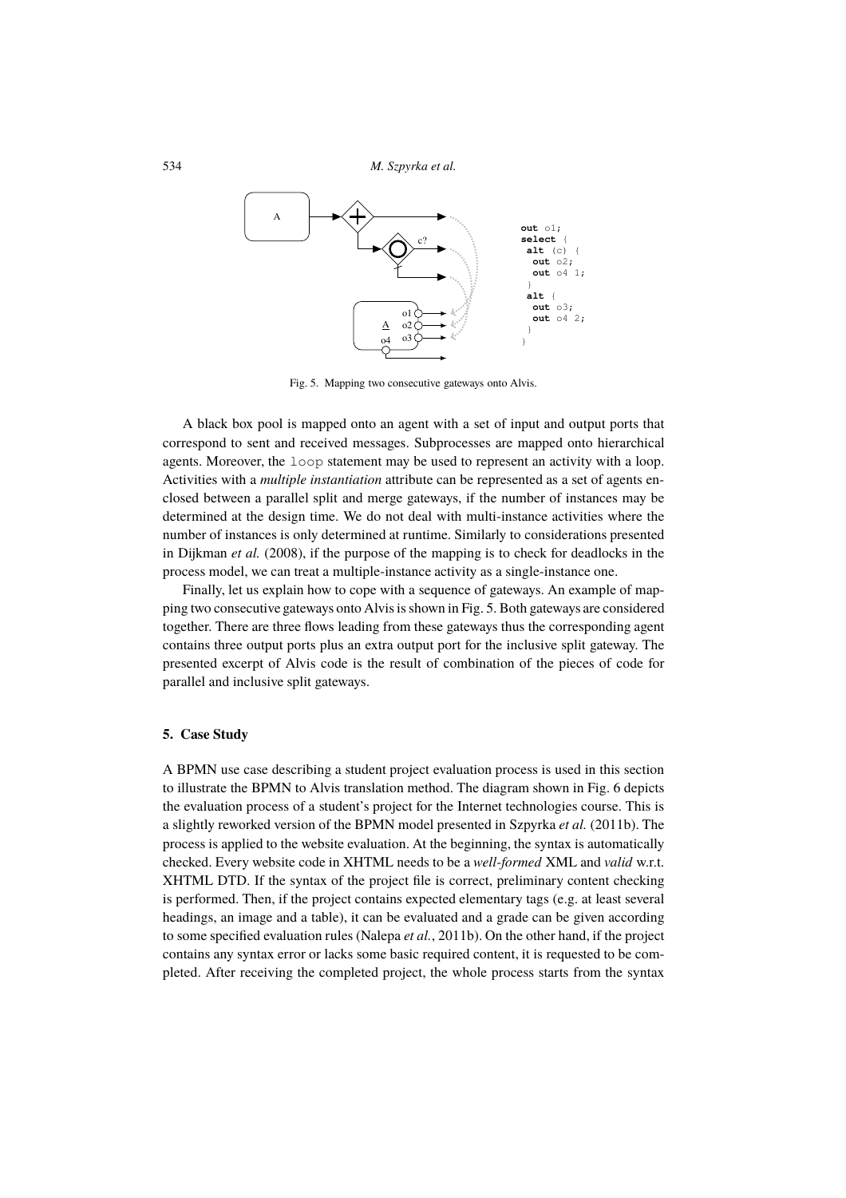```
out o1;
select {
 alt (c) {
  out o2;
  out o4 1;
 }
 alt {
  out o3;
  out o4 2;
 }
}
```

Fig. 5. Mapping two consecutive gateways onto Alvis.

A black box pool is mapped onto an agent with a set of input and output ports that correspond to sent and received messages. Subprocesses are mapped onto hierarchical agents. Moreover, the `loop` statement may be used to represent an activity with a loop. Activities with a *multiple instantiation* attribute can be represented as a set of agents enclosed between a parallel split and merge gateways, if the number of instances may be determined at the design time. We do not deal with multi-instance activities where the number of instances is only determined at runtime. Similarly to considerations presented in Dijkman *et al.* (2008), if the purpose of the mapping is to check for deadlocks in the process model, we can treat a multiple-instance activity as a single-instance one.

Finally, let us explain how to cope with a sequence of gateways. An example of mapping two consecutive gateways onto Alvis is shown in Fig. 5. Both gateways are considered together. There are three flows leading from these gateways thus the corresponding agent contains three output ports plus an extra output port for the inclusive split gateway. The presented excerpt of Alvis code is the result of combination of the pieces of code for parallel and inclusive split gateways.

## 5. Case Study

A BPMN use case describing a student project evaluation process is used in this section to illustrate the BPMN to Alvis translation method. The diagram shown in Fig. 6 depicts the evaluation process of a student's project for the Internet technologies course. This is a slightly reworked version of the BPMN model presented in Szpyrka *et al.* (2011b). The process is applied to the website evaluation. At the beginning, the syntax is automatically checked. Every website code in XHTML needs to be a *well-formed* XML and *valid* w.r.t. XHTML DTD. If the syntax of the project file is correct, preliminary content checking is performed. Then, if the project contains expected elementary tags (e.g. at least several headings, an image and a table), it can be evaluated and a grade can be given according to some specified evaluation rules (Nalepa *et al.*, 2011b). On the other hand, if the project contains any syntax error or lacks some basic required content, it is requested to be completed. After receiving the completed project, the whole process starts from the syntax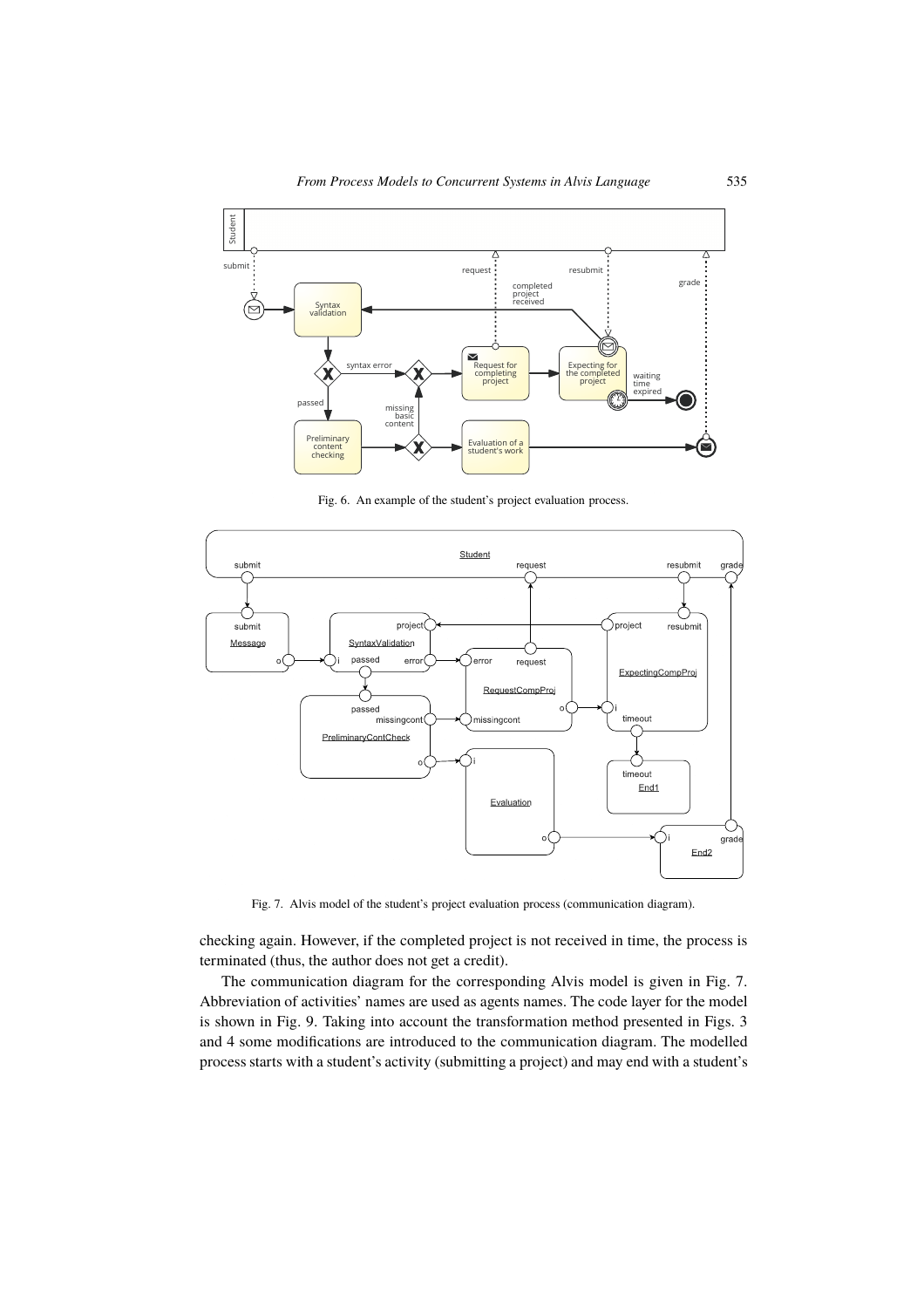Fig. 6. An example of the student's project evaluation process.

Fig. 7. Alvis model of the student's project evaluation process (communication diagram).

checking again. However, if the completed project is not received in time, the process is terminated (thus, the author does not get a credit).

The communication diagram for the corresponding Alvis model is given in Fig. 7. Abbreviation of activities' names are used as agents names. The code layer for the model is shown in Fig. 9. Taking into account the transformation method presented in Figs. 3 and 4 some modifications are introduced to the communication diagram. The modelled process starts with a student's activity (submitting a project) and may end with a student's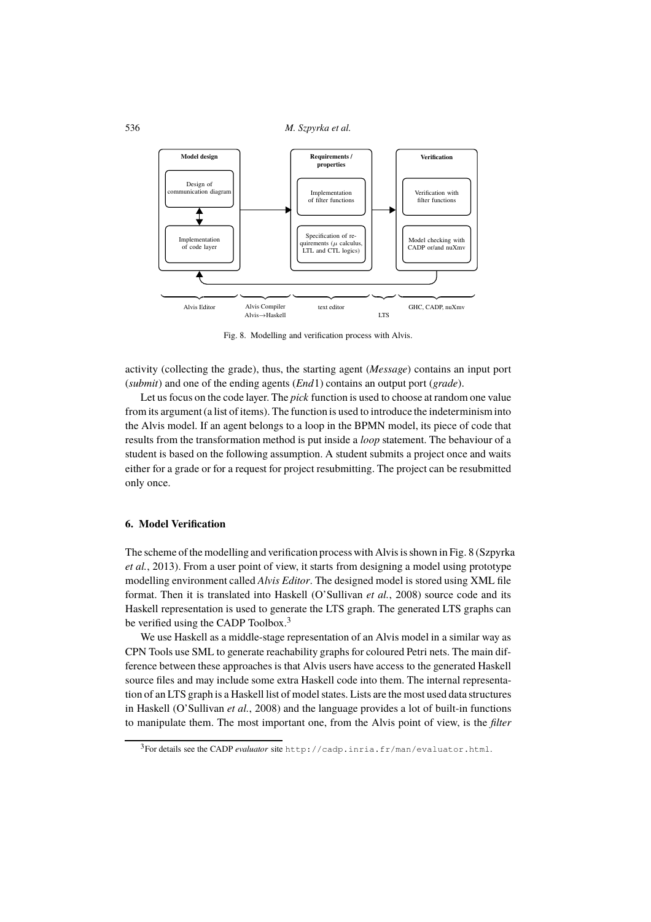Fig. 8. Modelling and verification process with Alvis.

activity (collecting the grade), thus, the starting agent (*Message*) contains an input port (*submit*) and one of the ending agents (*End*1) contains an output port (*grade*).

Let us focus on the code layer. The *pick* function is used to choose at random one value from its argument (a list of items). The function is used to introduce the indeterminism into the Alvis model. If an agent belongs to a loop in the BPMN model, its piece of code that results from the transformation method is put inside a *loop* statement. The behaviour of a student is based on the following assumption. A student submits a project once and waits either for a grade or for a request for project resubmitting. The project can be resubmitted only once.

## 6. Model Verification

The scheme of the modelling and verification process with Alvis is shown in Fig. 8 (Szpyrka *et al.*, 2013). From a user point of view, it starts from designing a model using prototype modelling environment called *Alvis Editor*. The designed model is stored using XML file format. Then it is translated into Haskell (O'Sullivan *et al.*, 2008) source code and its Haskell representation is used to generate the LTS graph. The generated LTS graphs can be verified using the CADP Toolbox.[3]

We use Haskell as a middle-stage representation of an Alvis model in a similar way as CPN Tools use SML to generate reachability graphs for coloured Petri nets. The main difference between these approaches is that Alvis users have access to the generated Haskell source files and may include some extra Haskell code into them. The internal representation of an LTS graph is a Haskell list of model states. Lists are the most used data structures in Haskell (O'Sullivan *et al.*, 2008) and the language provides a lot of built-in functions to manipulate them. The most important one, from the Alvis point of view, is the *filter*

[3] For details see the CADP *evaluator* site `http://cadp.inria.fr/man/evaluator.html`.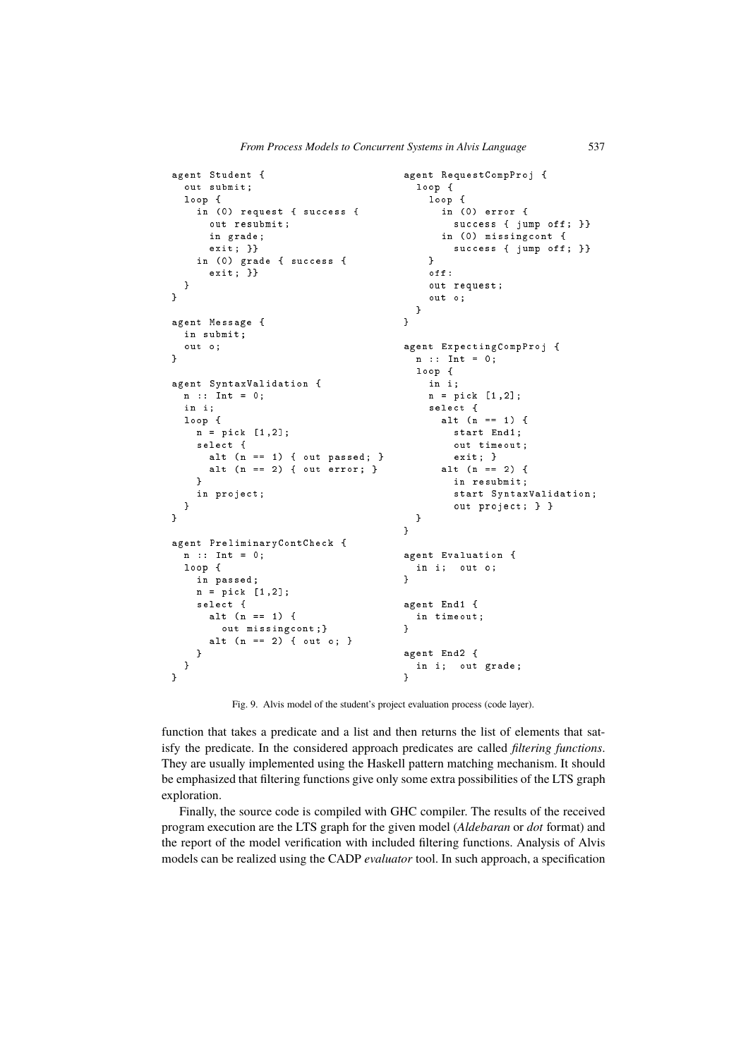```
agent Student {
  out submit;
  loop {
    in (0) request { success {
      out resubmit;
      in grade;
      exit; }}
    in (0) grade { success {
      exit; }}
  }
}

agent Message {
  in submit;
  out o;
}

agent SyntaxValidation {
  n :: Int = 0;
  in i;
  loop {
    n = pick [1,2];
    select {
      alt (n == 1) { out passed; }
      alt (n == 2) { out error; }
    }
    in project;
  }
}

agent PreliminaryContCheck {
  n :: Int = 0;
  loop {
    in passed;
    n = pick [1,2];
    select {
      alt (n == 1) {
        out missingcont;}
      alt (n == 2) { out o; }
    }
  }
}
```

```
agent RequestCompProj {
  loop {
    loop {
      in (0) error {
        success { jump off; }}
      in (0) missingcont {
        success { jump off; }}
    }
    off:
    out request;
    out o;
  }
}

agent ExpectingCompProj {
  n :: Int = 0;
  loop {
    in i;
    n = pick [1,2];
    select {
      alt (n == 1) {
        start End1;
        out timeout;
        exit; }
      alt (n == 2) {
        in resubmit;
        start SyntaxValidation;
        out project; } }
  }
}

agent Evaluation {
  in i;  out o;
}

agent End1 {
  in timeout;
}

agent End2 {
  in i;  out grade;
}
```

Fig. 9. Alvis model of the student's project evaluation process (code layer).

function that takes a predicate and a list and then returns the list of elements that satisfy the predicate. In the considered approach predicates are called *filtering functions*. They are usually implemented using the Haskell pattern matching mechanism. It should be emphasized that filtering functions give only some extra possibilities of the LTS graph exploration.

Finally, the source code is compiled with GHC compiler. The results of the received program execution are the LTS graph for the given model (*Aldebaran* or *dot* format) and the report of the model verification with included filtering functions. Analysis of Alvis models can be realized using the CADP *evaluator* tool. In such approach, a specification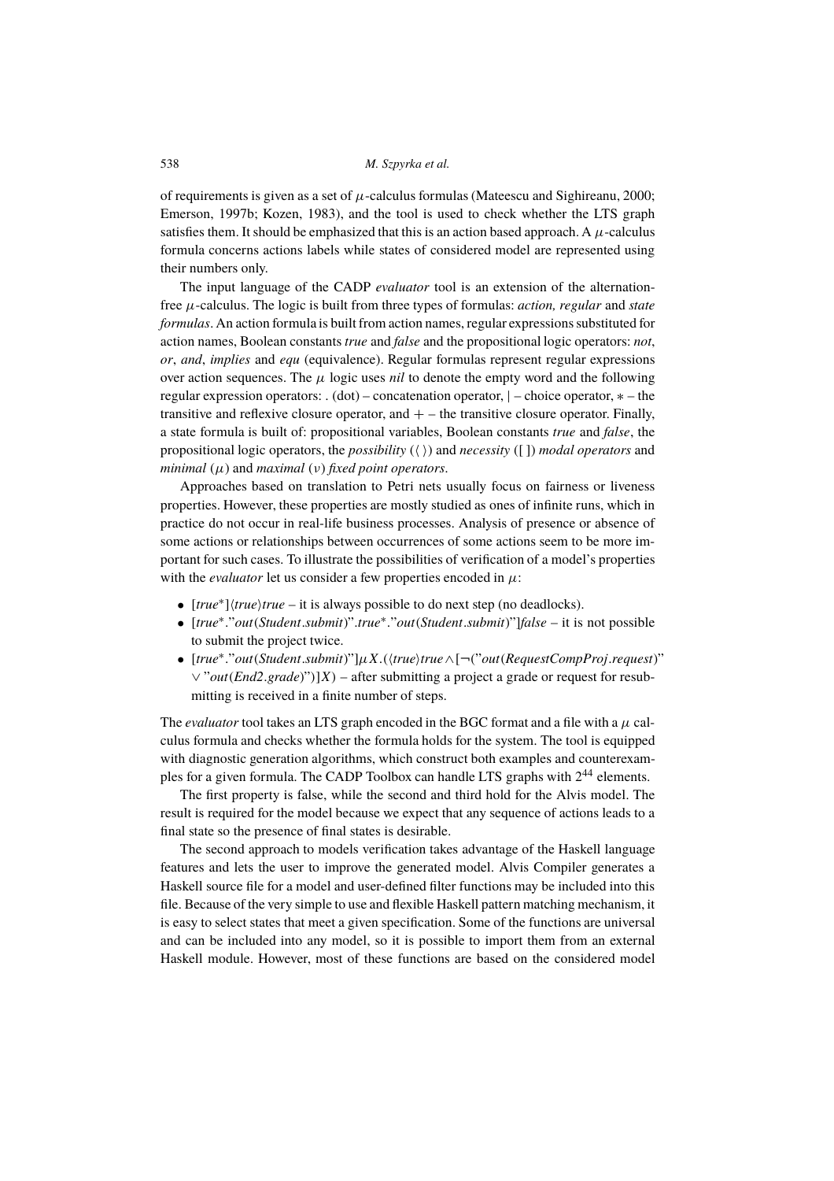of requirements is given as a set of $\mu$-calculus formulas (Mateescu and Sighireanu, 2000; Emerson, 1997b; Kozen, 1983), and the tool is used to check whether the LTS graph satisfies them. It should be emphasized that this is an action based approach. A $\mu$-calculus formula concerns actions labels while states of considered model are represented using their numbers only.

The input language of the CADP *evaluator* tool is an extension of the alternation-free $\mu$-calculus. The logic is built from three types of formulas: *action, regular* and *state formulas*. An action formula is built from action names, regular expressions substituted for action names, Boolean constants *true* and *false* and the propositional logic operators: *not*, *or*, *and*, *implies* and *equ* (equivalence). Regular formulas represent regular expressions over action sequences. The $\mu$ logic uses *nil* to denote the empty word and the following regular expression operators: . (dot) – concatenation operator, | – choice operator, $*$ – the transitive and reflexive closure operator, and $+$ – the transitive closure operator. Finally, a state formula is built of: propositional variables, Boolean constants *true* and *false*, the propositional logic operators, the *possibility* ($\langle\,\rangle$) and *necessity* ([ ]) *modal operators* and *minimal* ($\mu$) and *maximal* ($\nu$) *fixed point operators*.

Approaches based on translation to Petri nets usually focus on fairness or liveness properties. However, these properties are mostly studied as ones of infinite runs, which in practice do not occur in real-life business processes. Analysis of presence or absence of some actions or relationships between occurrences of some actions seem to be more important for such cases. To illustrate the possibilities of verification of a model's properties with the *evaluator* tool let us consider a few properties encoded in $\mu$:

- $[true^*]\langle true\rangle true$ – it is always possible to do next step (no deadlocks).
- $[true^*.\text{"}out(Student.submit)\text{"}.true^*.\text{"}out(Student.submit)\text{"}]false$ – it is not possible to submit the project twice.
- $[true^*.\text{"}out(Student.submit)\text{"}]\mu X.(\langle true\rangle true \wedge [\neg(\text{"}out(RequestCompProj.request)\text{"} \vee \text{"}out(End2.grade)\text{"})]X)$ – after submitting a project a grade or request for resubmitting is received in a finite number of steps.

The *evaluator* tool takes an LTS graph encoded in the BGC format and a file with a $\mu$ calculus formula and checks whether the formula holds for the system. The tool is equipped with diagnostic generation algorithms, which construct both examples and counterexamples for a given formula. The CADP Toolbox can handle LTS graphs with $2^{44}$ elements.

The first property is false, while the second and third hold for the Alvis model. The result is required for the model because we expect that any sequence of actions leads to a final state so the presence of final states is desirable.

The second approach to models verification takes advantage of the Haskell language features and lets the user to improve the generated model. Alvis Compiler generates a Haskell source file for a model and user-defined filter functions may be included into this file. Because of the very simple to use and flexible Haskell pattern matching mechanism, it is easy to select states that meet a given specification. Some of the functions are universal and can be included into any model, so it is possible to import them from an external Haskell module. However, most of these functions are based on the considered model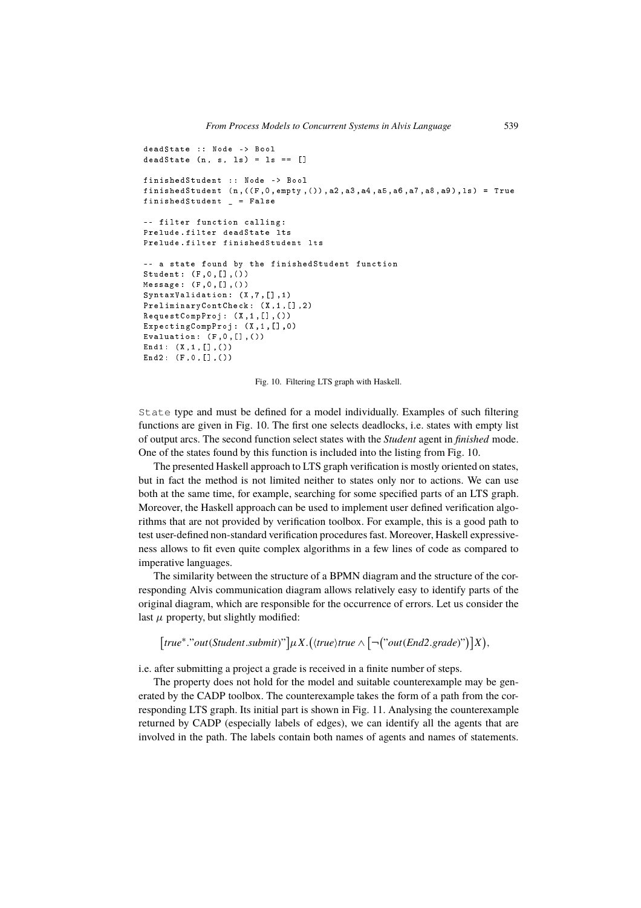```
deadState :: Node -> Bool
deadState (n, s, ls) = ls == []

finishedStudent :: Node -> Bool
finishedStudent (n,((F,0,empty,()),a2,a3,a4,a5,a6,a7,a8,a9),ls) = True
finishedStudent _ = False

-- filter function calling:
Prelude.filter deadState lts
Prelude.filter finishedStudent lts

-- a state found by the finishedStudent function
Student: (F,0,[],())
Message: (F,0,[],())
SyntaxValidation: (X,7,[],1)
PreliminaryContCheck: (X,1,[],2)
RequestCompProj: (X,1,[],())
ExpectingCompProj: (X,1,[],0)
Evaluation: (F,0,[],())
End1: (X,1,[],())
End2: (F,0,[],())
```

Fig. 10. Filtering LTS graph with Haskell.

State type and must be defined for a model individually. Examples of such filtering functions are given in Fig. 10. The first one selects deadlocks, i.e. states with empty list of output arcs. The second function select states with the *Student* agent in *finished* mode. One of the states found by this function is included into the listing from Fig. 10.

The presented Haskell approach to LTS graph verification is mostly oriented on states, but in fact the method is not limited neither to states only nor to actions. We can use both at the same time, for example, searching for some specified parts of an LTS graph. Moreover, the Haskell approach can be used to implement user defined verification algorithms that are not provided by verification toolbox. For example, this is a good path to test user-defined non-standard verification procedures fast. Moreover, Haskell expressiveness allows to fit even quite complex algorithms in a few lines of code as compared to imperative languages.

The similarity between the structure of a BPMN diagram and the structure of the corresponding Alvis communication diagram allows relatively easy to identify parts of the original diagram, which are responsible for the occurrence of errors. Let us consider the last $\mu$ property, but slightly modified:

$$\big[true^{*}.\text{"}out(Student.submit)\text{"}\big]\mu X.\big(\langle true\rangle true \wedge \big[\neg\big(\text{"}out(End2.grade)\text{"}\big)\big]X\big),$$

i.e. after submitting a project a grade is received in a finite number of steps.

The property does not hold for the model and suitable counterexample may be generated by the CADP toolbox. The counterexample takes the form of a path from the corresponding LTS graph. Its initial part is shown in Fig. 11. Analysing the counterexample returned by CADP (especially labels of edges), we can identify all the agents that are involved in the path. The labels contain both names of agents and names of statements.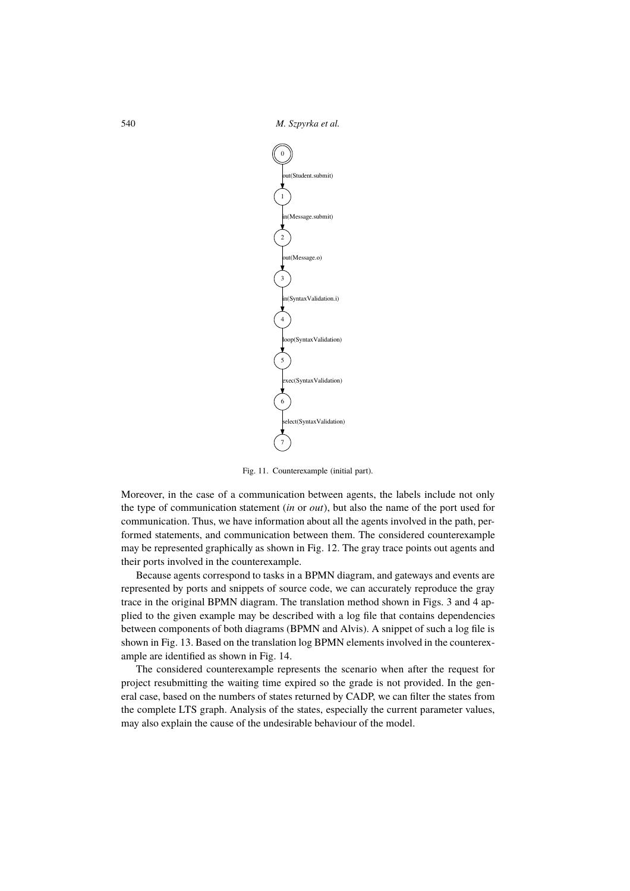Fig. 11. Counterexample (initial part).

Moreover, in the case of a communication between agents, the labels include not only the type of communication statement (*in* or *out*), but also the name of the port used for communication. Thus, we have information about all the agents involved in the path, performed statements, and communication between them. The considered counterexample may be represented graphically as shown in Fig. 12. The gray trace points out agents and their ports involved in the counterexample.

Because agents correspond to tasks in a BPMN diagram, and gateways and events are represented by ports and snippets of source code, we can accurately reproduce the gray trace in the original BPMN diagram. The translation method shown in Figs. 3 and 4 applied to the given example may be described with a log file that contains dependencies between components of both diagrams (BPMN and Alvis). A snippet of such a log file is shown in Fig. 13. Based on the translation log BPMN elements involved in the counterexample are identified as shown in Fig. 14.

The considered counterexample represents the scenario when after the request for project resubmitting the waiting time expired so the grade is not provided. In the general case, based on the numbers of states returned by CADP, we can filter the states from the complete LTS graph. Analysis of the states, especially the current parameter values, may also explain the cause of the undesirable behaviour of the model.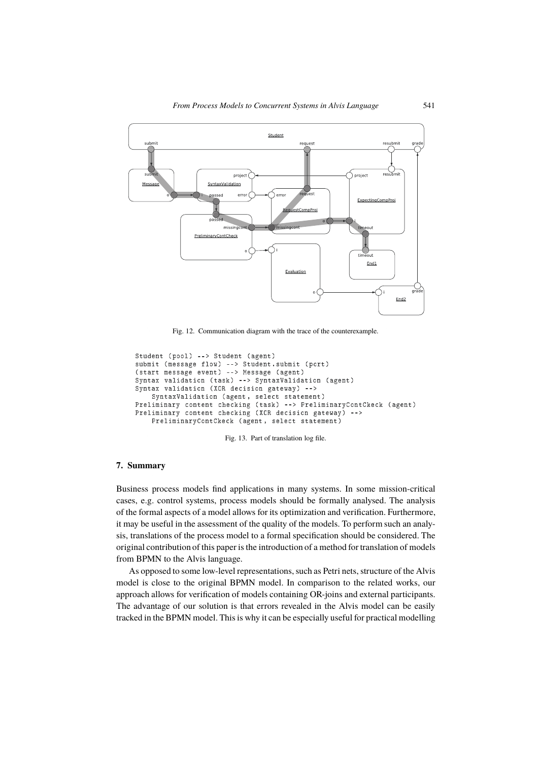Fig. 12. Communication diagram with the trace of the counterexample.

```
Student (pool) --> Student (agent)
submit (message flow) --> Student.submit (port)
(start message event) --> Message (agent)
Syntax validation (task) --> SyntaxValidation (agent)
Syntax validation (XOR decision gateway) -->
    SyntaxValidation (agent, select statement)
Preliminary content checking (task) --> PreliminaryContCkeck (agent)
Preliminary content checking (XOR decision gateway) -->
    PreliminaryContCkeck (agent, select statement)
```

Fig. 13. Part of translation log file.

## 7. Summary

Business process models find applications in many systems. In some mission-critical cases, e.g. control systems, process models should be formally analysed. The analysis of the formal aspects of a model allows for its optimization and verification. Furthermore, it may be useful in the assessment of the quality of the models. To perform such an analysis, translations of the process model to a formal specification should be considered. The original contribution of this paper is the introduction of a method for translation of models from BPMN to the Alvis language.

As opposed to some low-level representations, such as Petri nets, structure of the Alvis model is close to the original BPMN model. In comparison to the related works, our approach allows for verification of models containing OR-joins and external participants. The advantage of our solution is that errors revealed in the Alvis model can be easily tracked in the BPMN model. This is why it can be especially useful for practical modelling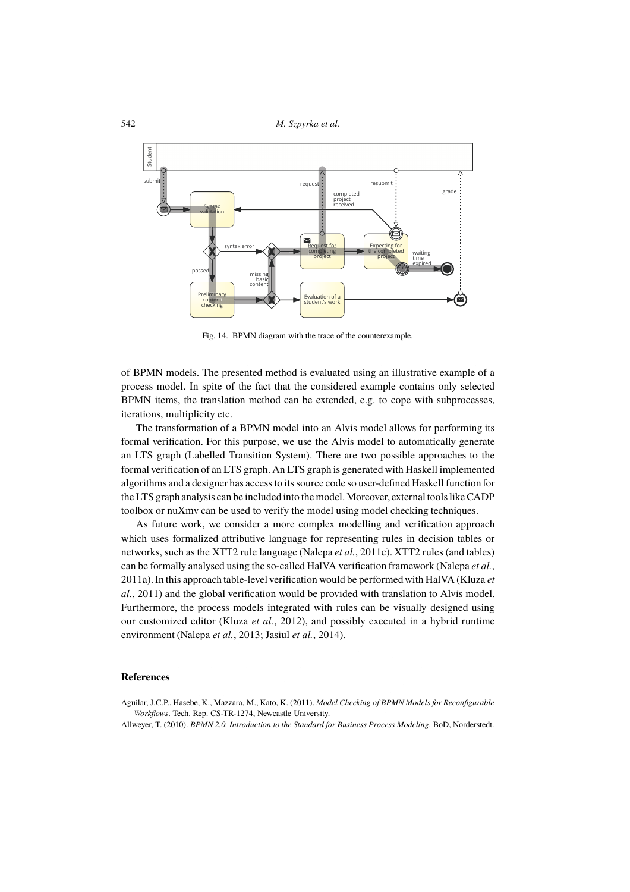Fig. 14. BPMN diagram with the trace of the counterexample.

of BPMN models. The presented method is evaluated using an illustrative example of a process model. In spite of the fact that the considered example contains only selected BPMN items, the translation method can be extended, e.g. to cope with subprocesses, iterations, multiplicity etc.

The transformation of a BPMN model into an Alvis model allows for performing its formal verification. For this purpose, we use the Alvis model to automatically generate an LTS graph (Labelled Transition System). There are two possible approaches to the formal verification of an LTS graph. An LTS graph is generated with Haskell implemented algorithms and a designer has access to its source code so user-defined Haskell function for the LTS graph analysis can be included into the model. Moreover, external tools like CADP toolbox or nuXmv can be used to verify the model using model checking techniques.

As future work, we consider a more complex modelling and verification approach which uses formalized attributive language for representing rules in decision tables or networks, such as the XTT2 rule language (Nalepa *et al.*, 2011c). XTT2 rules (and tables) can be formally analysed using the so-called HalVA verification framework (Nalepa *et al.*, 2011a). In this approach table-level verification would be performed with HalVA (Kluza *et al.*, 2011) and the global verification would be provided with translation to Alvis model. Furthermore, the process models integrated with rules can be visually designed using our customized editor (Kluza *et al.*, 2012), and possibly executed in a hybrid runtime environment (Nalepa *et al.*, 2013; Jasiul *et al.*, 2014).

## References

Aguilar, J.C.P., Hasebe, K., Mazzara, M., Kato, K. (2011). *Model Checking of BPMN Models for Reconfigurable Workflows*. Tech. Rep. CS-TR-1274, Newcastle University.

Allweyer, T. (2010). *BPMN 2.0. Introduction to the Standard for Business Process Modeling*. BoD, Norderstedt.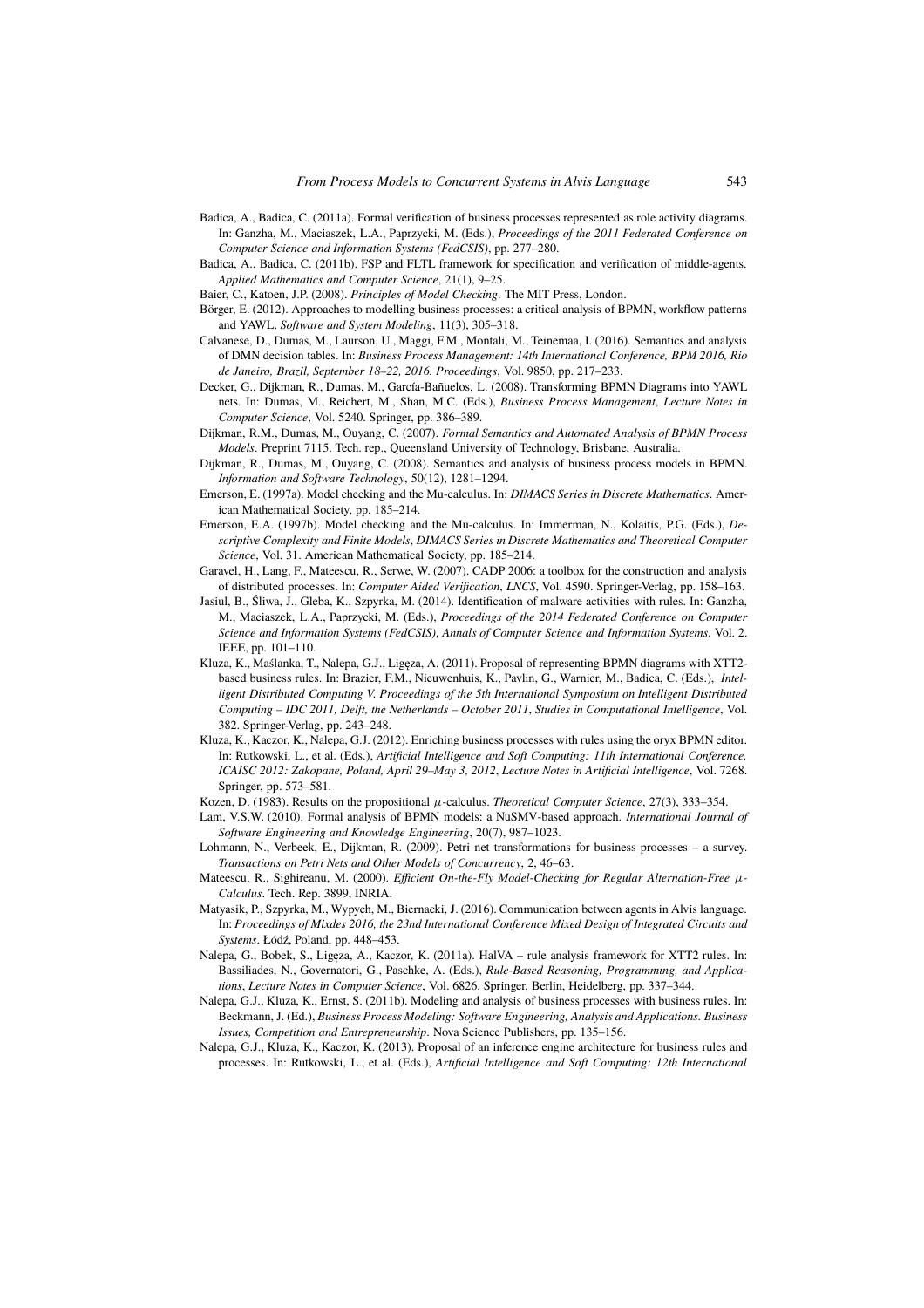Badica, A., Badica, C. (2011a). Formal verification of business processes represented as role activity diagrams. In: Ganzha, M., Maciaszek, L.A., Paprzycki, M. (Eds.), *Proceedings of the 2011 Federated Conference on Computer Science and Information Systems (FedCSIS)*, pp. 277–280.

Badica, A., Badica, C. (2011b). FSP and FLTL framework for specification and verification of middle-agents. *Applied Mathematics and Computer Science*, 21(1), 9–25.

Baier, C., Katoen, J.P. (2008). *Principles of Model Checking*. The MIT Press, London.

Börger, E. (2012). Approaches to modelling business processes: a critical analysis of BPMN, workflow patterns and YAWL. *Software and System Modeling*, 11(3), 305–318.

Calvanese, D., Dumas, M., Laurson, U., Maggi, F.M., Montali, M., Teinemaa, I. (2016). Semantics and analysis of DMN decision tables. In: *Business Process Management: 14th International Conference, BPM 2016, Rio de Janeiro, Brazil, September 18–22, 2016. Proceedings*, Vol. 9850, pp. 217–233.

Decker, G., Dijkman, R., Dumas, M., García-Bañuelos, L. (2008). Transforming BPMN Diagrams into YAWL nets. In: Dumas, M., Reichert, M., Shan, M.C. (Eds.), *Business Process Management*, *Lecture Notes in Computer Science*, Vol. 5240. Springer, pp. 386–389.

Dijkman, R.M., Dumas, M., Ouyang, C. (2007). *Formal Semantics and Automated Analysis of BPMN Process Models*. Preprint 7115. Tech. rep., Queensland University of Technology, Brisbane, Australia.

Dijkman, R., Dumas, M., Ouyang, C. (2008). Semantics and analysis of business process models in BPMN. *Information and Software Technology*, 50(12), 1281–1294.

Emerson, E. (1997a). Model checking and the Mu-calculus. In: *DIMACS Series in Discrete Mathematics*. American Mathematical Society, pp. 185–214.

Emerson, E.A. (1997b). Model checking and the Mu-calculus. In: Immerman, N., Kolaitis, P.G. (Eds.), *Descriptive Complexity and Finite Models*, *DIMACS Series in Discrete Mathematics and Theoretical Computer Science*, Vol. 31. American Mathematical Society, pp. 185–214.

Garavel, H., Lang, F., Mateescu, R., Serwe, W. (2007). CADP 2006: a toolbox for the construction and analysis of distributed processes. In: *Computer Aided Verification*, *LNCS*, Vol. 4590. Springer-Verlag, pp. 158–163.

Jasiul, B., Śliwa, J., Gleba, K., Szpyrka, M. (2014). Identification of malware activities with rules. In: Ganzha, M., Maciaszek, L.A., Paprzycki, M. (Eds.), *Proceedings of the 2014 Federated Conference on Computer Science and Information Systems (FedCSIS)*, *Annals of Computer Science and Information Systems*, Vol. 2. IEEE, pp. 101–110.

Kluza, K., Maślanka, T., Nalepa, G.J., Ligęza, A. (2011). Proposal of representing BPMN diagrams with XTT2-based business rules. In: Brazier, F.M., Nieuwenhuis, K., Pavlin, G., Warnier, M., Badica, C. (Eds.), *Intelligent Distributed Computing V. Proceedings of the 5th International Symposium on Intelligent Distributed Computing – IDC 2011, Delft, the Netherlands – October 2011*, *Studies in Computational Intelligence*, Vol. 382. Springer-Verlag, pp. 243–248.

Kluza, K., Kaczor, K., Nalepa, G.J. (2012). Enriching business processes with rules using the oryx BPMN editor. In: Rutkowski, L., et al. (Eds.), *Artificial Intelligence and Soft Computing: 11th International Conference, ICAISC 2012: Zakopane, Poland, April 29–May 3, 2012*, *Lecture Notes in Artificial Intelligence*, Vol. 7268. Springer, pp. 573–581.

Kozen, D. (1983). Results on the propositional $\mu$-calculus. *Theoretical Computer Science*, 27(3), 333–354.

Lam, V.S.W. (2010). Formal analysis of BPMN models: a NuSMV-based approach. *International Journal of Software Engineering and Knowledge Engineering*, 20(7), 987–1023.

Lohmann, N., Verbeek, E., Dijkman, R. (2009). Petri net transformations for business processes – a survey. *Transactions on Petri Nets and Other Models of Concurrency*, 2, 46–63.

Mateescu, R., Sighireanu, M. (2000). *Efficient On-the-Fly Model-Checking for Regular Alternation-Free $\mu$-Calculus*. Tech. Rep. 3899, INRIA.

Matyasik, P., Szpyrka, M., Wypych, M., Biernacki, J. (2016). Communication between agents in Alvis language. In: *Proceedings of Mixdes 2016, the 23nd International Conference Mixed Design of Integrated Circuits and Systems*. Łódź, Poland, pp. 448–453.

Nalepa, G., Bobek, S., Ligęza, A., Kaczor, K. (2011a). HalVA – rule analysis framework for XTT2 rules. In: Bassiliades, N., Governatori, G., Paschke, A. (Eds.), *Rule-Based Reasoning, Programming, and Applications*, *Lecture Notes in Computer Science*, Vol. 6826. Springer, Berlin, Heidelberg, pp. 337–344.

Nalepa, G.J., Kluza, K., Ernst, S. (2011b). Modeling and analysis of business processes with business rules. In: Beckmann, J. (Ed.), *Business Process Modeling: Software Engineering, Analysis and Applications*. *Business Issues, Competition and Entrepreneurship*. Nova Science Publishers, pp. 135–156.

Nalepa, G.J., Kluza, K., Kaczor, K. (2013). Proposal of an inference engine architecture for business rules and processes. In: Rutkowski, L., et al. (Eds.), *Artificial Intelligence and Soft Computing: 12th International*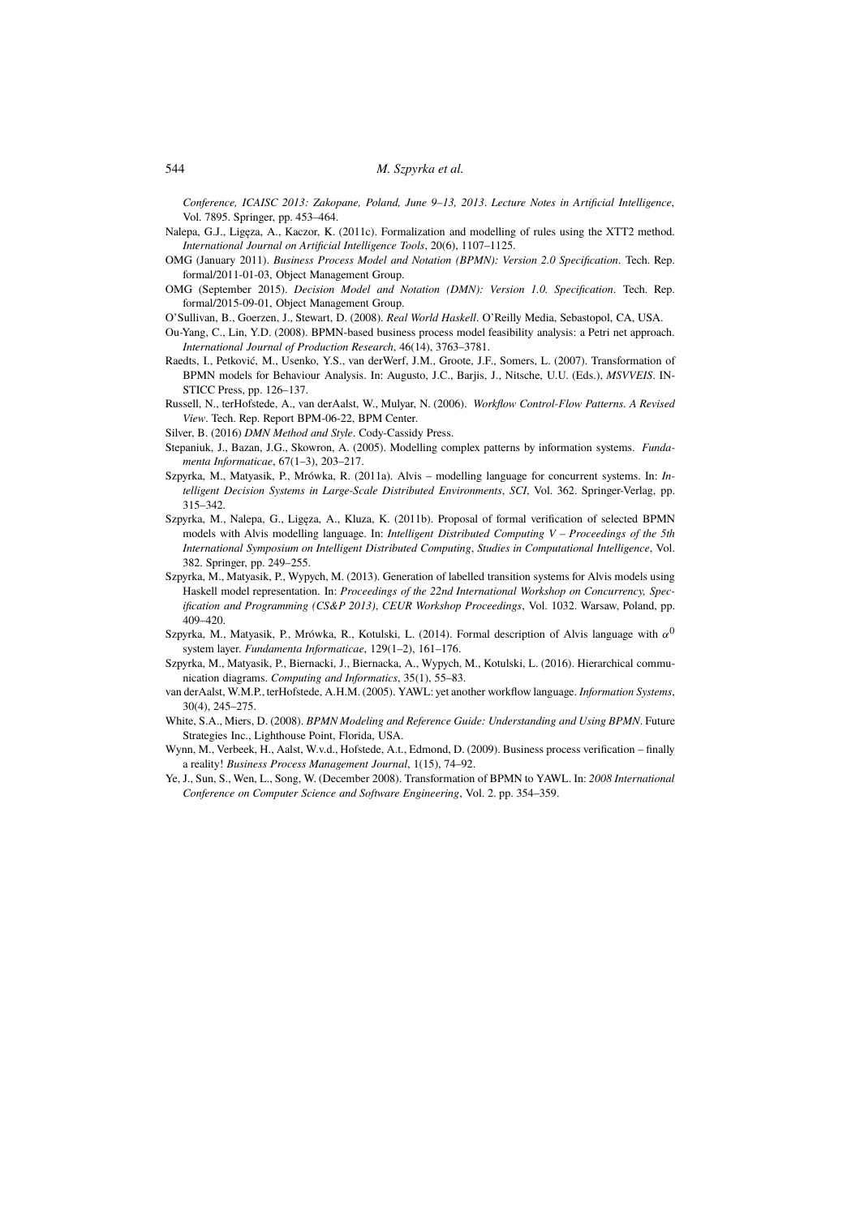*Conference, ICAISC 2013: Zakopane, Poland, June 9–13, 2013*. *Lecture Notes in Artificial Intelligence*, Vol. 7895. Springer, pp. 453–464.

Nalepa, G.J., Ligęza, A., Kaczor, K. (2011c). Formalization and modelling of rules using the XTT2 method. *International Journal on Artificial Intelligence Tools*, 20(6), 1107–1125.

OMG (January 2011). *Business Process Model and Notation (BPMN): Version 2.0 Specification*. Tech. Rep. formal/2011-01-03, Object Management Group.

OMG (September 2015). *Decision Model and Notation (DMN): Version 1.0. Specification*. Tech. Rep. formal/2015-09-01, Object Management Group.

O'Sullivan, B., Goerzen, J., Stewart, D. (2008). *Real World Haskell*. O'Reilly Media, Sebastopol, CA, USA.

Ou-Yang, C., Lin, Y.D. (2008). BPMN-based business process model feasibility analysis: a Petri net approach. *International Journal of Production Research*, 46(14), 3763–3781.

Raedts, I., Petković, M., Usenko, Y.S., van derWerf, J.M., Groote, J.F., Somers, L. (2007). Transformation of BPMN models for Behaviour Analysis. In: Augusto, J.C., Barjis, J., Nitsche, U.U. (Eds.), *MSVVEIS*. INSTICC Press, pp. 126–137.

Russell, N., terHofstede, A., van derAalst, W., Mulyar, N. (2006). *Workflow Control-Flow Patterns. A Revised View*. Tech. Rep. Report BPM-06-22, BPM Center.

Silver, B. (2016) *DMN Method and Style*. Cody-Cassidy Press.

Stepaniuk, J., Bazan, J.G., Skowron, A. (2005). Modelling complex patterns by information systems. *Fundamenta Informaticae*, 67(1–3), 203–217.

Szpyrka, M., Matyasik, P., Mrówka, R. (2011a). Alvis – modelling language for concurrent systems. In: *Intelligent Decision Systems in Large-Scale Distributed Environments*, *SCI*, Vol. 362. Springer-Verlag, pp. 315–342.

Szpyrka, M., Nalepa, G., Ligęza, A., Kluza, K. (2011b). Proposal of formal verification of selected BPMN models with Alvis modelling language. In: *Intelligent Distributed Computing V – Proceedings of the 5th International Symposium on Intelligent Distributed Computing*, *Studies in Computational Intelligence*, Vol. 382. Springer, pp. 249–255.

Szpyrka, M., Matyasik, P., Wypych, M. (2013). Generation of labelled transition systems for Alvis models using Haskell model representation. In: *Proceedings of the 22nd International Workshop on Concurrency, Specification and Programming (CS&P 2013)*, *CEUR Workshop Proceedings*, Vol. 1032. Warsaw, Poland, pp. 409–420.

Szpyrka, M., Matyasik, P., Mrówka, R., Kotulski, L. (2014). Formal description of Alvis language with $\alpha^0$ system layer. *Fundamenta Informaticae*, 129(1–2), 161–176.

Szpyrka, M., Matyasik, P., Biernacki, J., Biernacka, A., Wypych, M., Kotulski, L. (2016). Hierarchical communication diagrams. *Computing and Informatics*, 35(1), 55–83.

van derAalst, W.M.P., terHofstede, A.H.M. (2005). YAWL: yet another workflow language. *Information Systems*, 30(4), 245–275.

White, S.A., Miers, D. (2008). *BPMN Modeling and Reference Guide: Understanding and Using BPMN*. Future Strategies Inc., Lighthouse Point, Florida, USA.

Wynn, M., Verbeek, H., Aalst, W.v.d., Hofstede, A.t., Edmond, D. (2009). Business process verification – finally a reality! *Business Process Management Journal*, 1(15), 74–92.

Ye, J., Sun, S., Wen, L., Song, W. (December 2008). Transformation of BPMN to YAWL. In: *2008 International Conference on Computer Science and Software Engineering*, Vol. 2. pp. 354–359.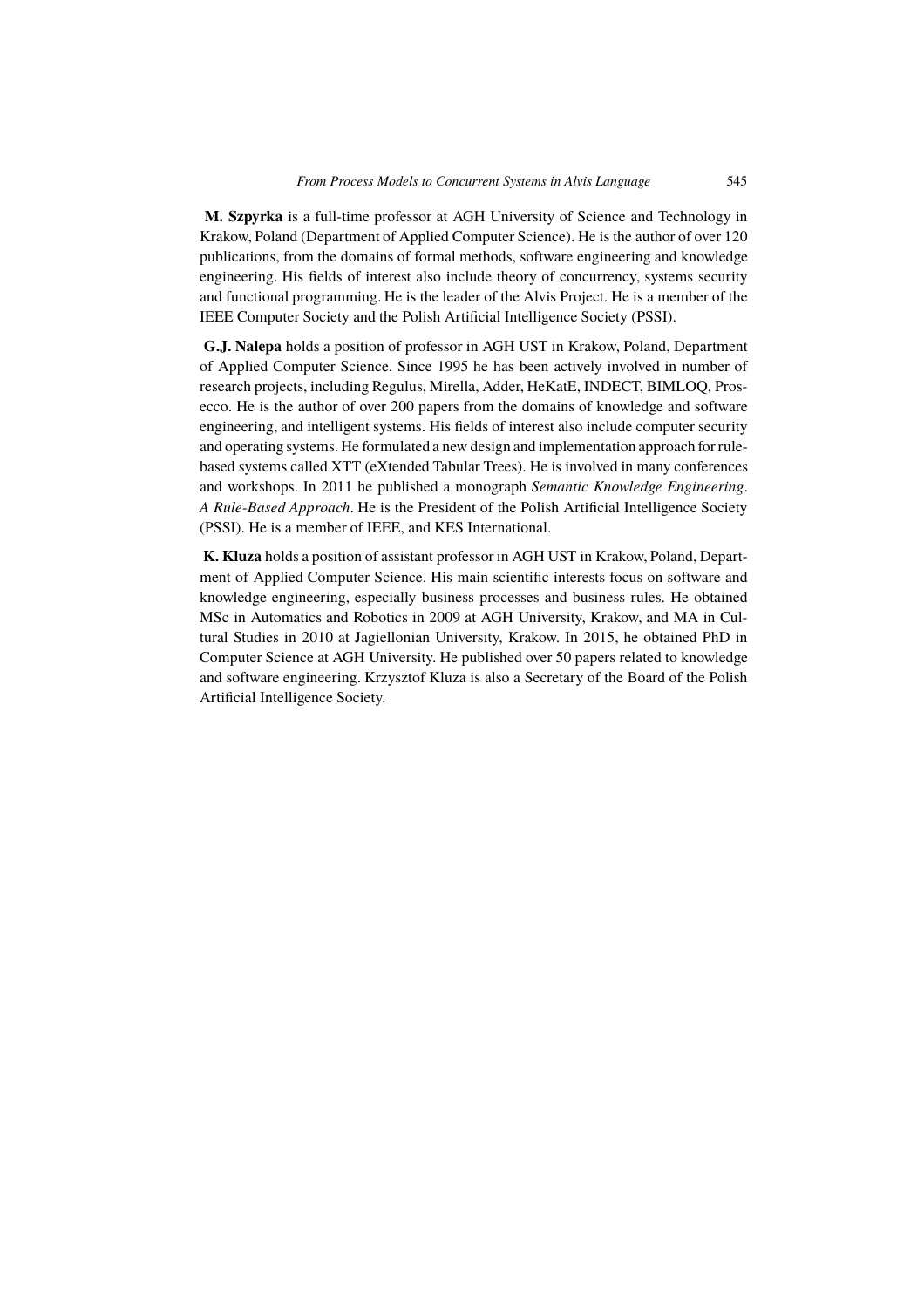**M. Szpyrka** is a full-time professor at AGH University of Science and Technology in Krakow, Poland (Department of Applied Computer Science). He is the author of over 120 publications, from the domains of formal methods, software engineering and knowledge engineering. His fields of interest also include theory of concurrency, systems security and functional programming. He is the leader of the Alvis Project. He is a member of the IEEE Computer Society and the Polish Artificial Intelligence Society (PSSI).

**G.J. Nalepa** holds a position of professor in AGH UST in Krakow, Poland, Department of Applied Computer Science. Since 1995 he has been actively involved in number of research projects, including Regulus, Mirella, Adder, HeKatE, INDECT, BIMLOQ, Prosecco. He is the author of over 200 papers from the domains of knowledge and software engineering, and intelligent systems. His fields of interest also include computer security and operating systems. He formulated a new design and implementation approach for rule-based systems called XTT (eXtended Tabular Trees). He is involved in many conferences and workshops. In 2011 he published a monograph *Semantic Knowledge Engineering. A Rule-Based Approach*. He is the President of the Polish Artificial Intelligence Society (PSSI). He is a member of IEEE, and KES International.

**K. Kluza** holds a position of assistant professor in AGH UST in Krakow, Poland, Department of Applied Computer Science. His main scientific interests focus on software and knowledge engineering, especially business processes and business rules. He obtained MSc in Automatics and Robotics in 2009 at AGH University, Krakow, and MA in Cultural Studies in 2010 at Jagiellonian University, Krakow. In 2015, he obtained PhD in Computer Science at AGH University. He published over 50 papers related to knowledge and software engineering. Krzysztof Kluza is also a Secretary of the Board of the Polish Artificial Intelligence Society.